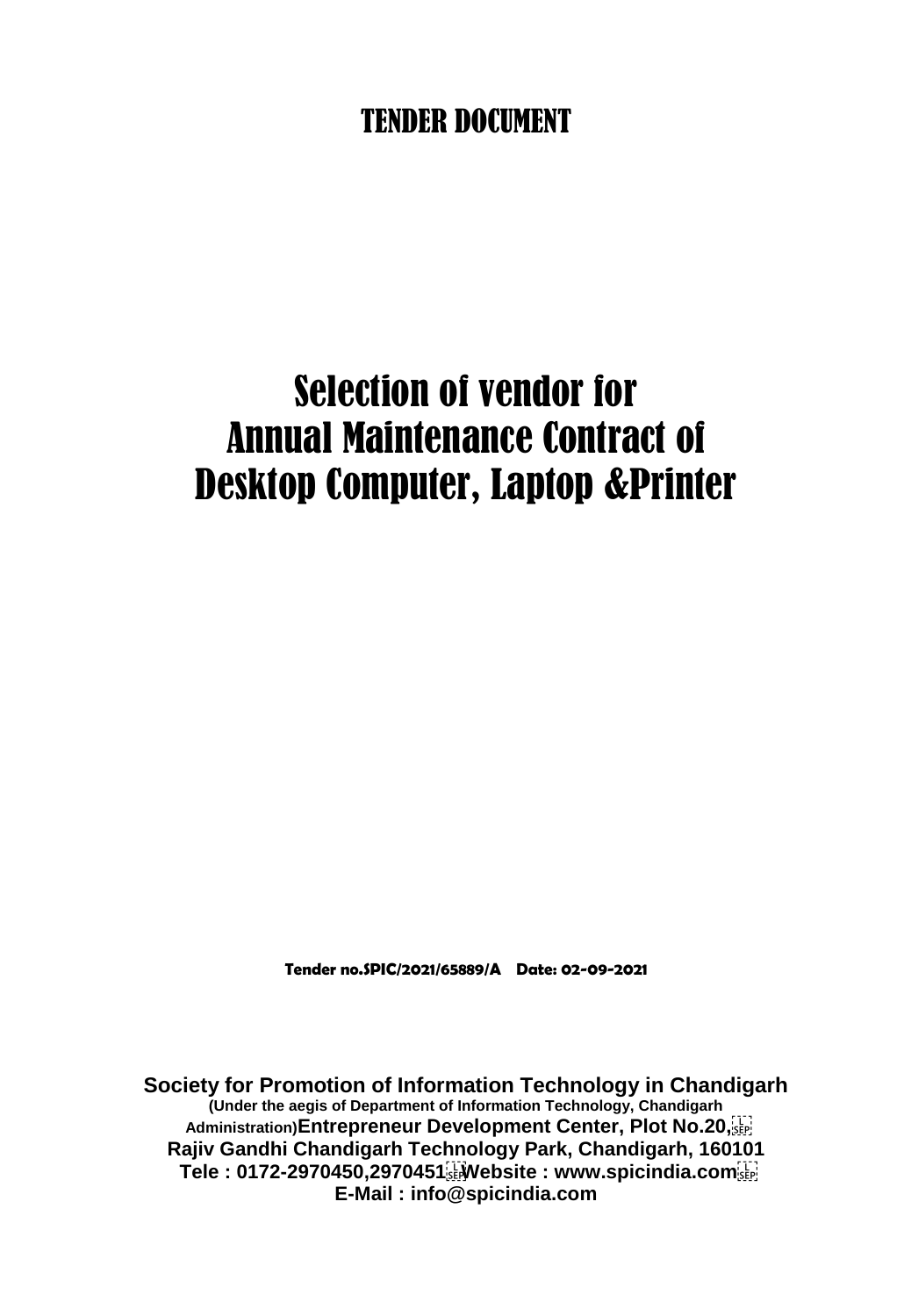# TENDER DOCUMENT

# Selection of vendor for Annual Maintenance Contract of Desktop Computer, Laptop &Printer

**Tender no.SPIC/2021/65889/A Date: 02-09-2021**

**Society for Promotion of Information Technology in Chandigarh**
**(Under the aegis of Department of Information Technology, Chandigarh Administration)Entrepreneur Development Center, Plot No.20,**
**Rajiv Gandhi Chandigarh Technology Park, Chandigarh, 160101**
**Tele : 0172-2970450,2970451 Website : www.spicindia.com**
**E-Mail : info@spicindia.com**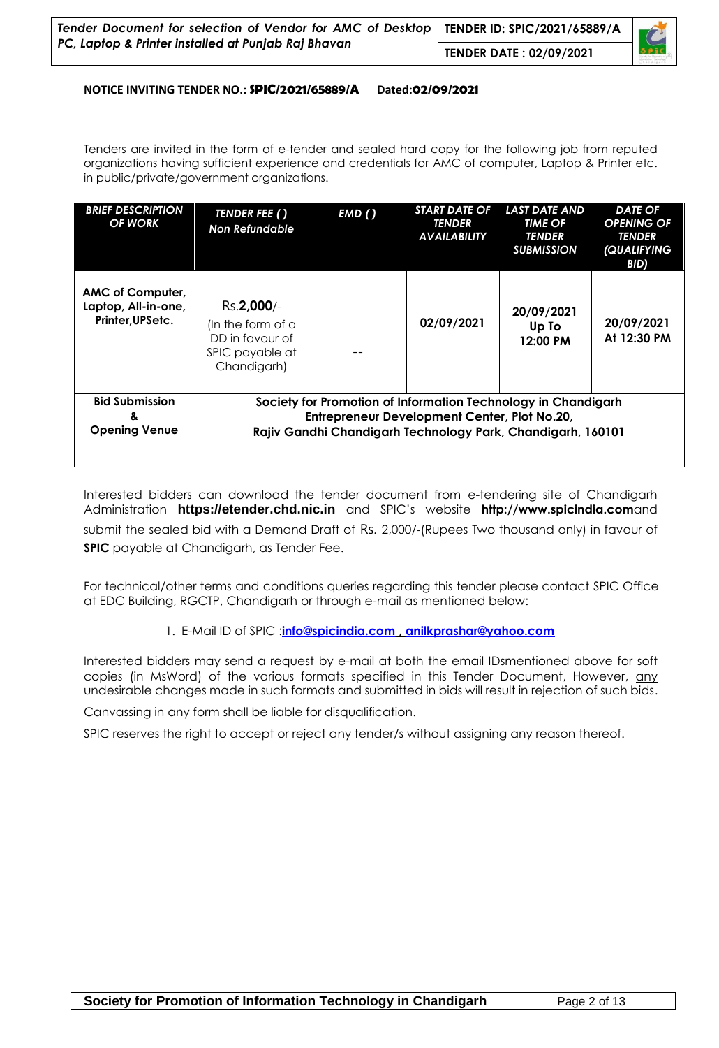**NOTICE INVITING TENDER NO.: SPIC/2021/65889/A Dated:02/09/2021**

Tenders are invited in the form of e-tender and sealed hard copy for the following job from reputed organizations having sufficient experience and credentials for AMC of computer, Laptop & Printer etc. in public/private/government organizations.

| ***BRIEF DESCRIPTION OF WORK*** | ***TENDER FEE ( ) Non Refundable*** | ***EMD ( )*** | ***START DATE OF TENDER AVAILABILITY*** | ***LAST DATE AND TIME OF TENDER SUBMISSION*** | ***DATE OF OPENING OF TENDER (QUALIFYING BID)*** |
|---|---|---|---|---|---|
| **AMC of Computer, Laptop, All-in-one, Printer,UPSetc.** | Rs.**2,000**/- (In the form of a DD in favour of SPIC payable at Chandigarh) | -- | **02/09/2021** | **20/09/2021 Up To 12:00 PM** | **20/09/2021 At 12:30 PM** |
| **Bid Submission & Opening Venue** | **Society for Promotion of Information Technology in Chandigarh Entrepreneur Development Center, Plot No.20, Rajiv Gandhi Chandigarh Technology Park, Chandigarh, 160101** | | | | |

Interested bidders can download the tender document from e-tendering site of Chandigarh Administration **https://etender.chd.nic.in** and SPIC's website **http://www.spicindia.com**and submit the sealed bid with a Demand Draft of Rs. 2,000/-(Rupees Two thousand only) in favour of **SPIC** payable at Chandigarh, as Tender Fee.

For technical/other terms and conditions queries regarding this tender please contact SPIC Office at EDC Building, RGCTP, Chandigarh or through e-mail as mentioned below:

1. E-Mail ID of SPIC :**info@spicindia.com , anilkprashar@yahoo.com**

Interested bidders may send a request by e-mail at both the email IDsmentioned above for soft copies (in MsWord) of the various formats specified in this Tender Document, However, <u>any undesirable changes made in such formats and submitted in bids will result in rejection of such bids</u>.

Canvassing in any form shall be liable for disqualification.

SPIC reserves the right to accept or reject any tender/s without assigning any reason thereof.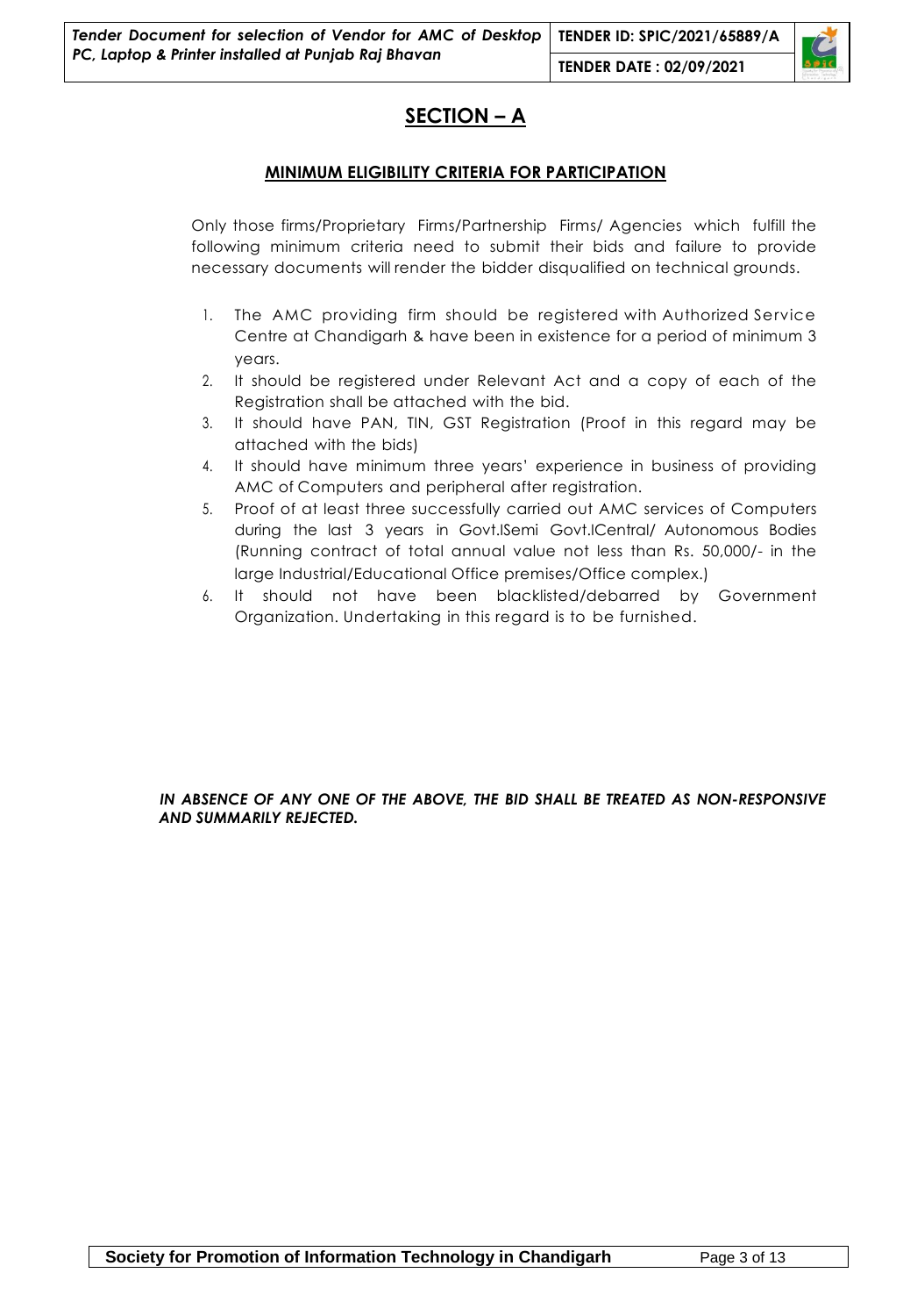# SECTION – A

## MINIMUM ELIGIBILITY CRITERIA FOR PARTICIPATION

Only those firms/Proprietary Firms/Partnership Firms/ Agencies which fulfill the following minimum criteria need to submit their bids and failure to provide necessary documents will render the bidder disqualified on technical grounds.

1. The AMC providing firm should be registered with Authorized Service Centre at Chandigarh & have been in existence for a period of minimum 3 years.
2. It should be registered under Relevant Act and a copy of each of the Registration shall be attached with the bid.
3. It should have PAN, TIN, GST Registration (Proof in this regard may be attached with the bids)
4. It should have minimum three years' experience in business of providing AMC of Computers and peripheral after registration.
5. Proof of at least three successfully carried out AMC services of Computers during the last 3 years in Govt.lSemi Govt.lCentral/ Autonomous Bodies (Running contract of total annual value not less than Rs. 50,000/- in the large Industrial/Educational Office premises/Office complex.)
6. It should not have been blacklisted/debarred by Government Organization. Undertaking in this regard is to be furnished.

***IN ABSENCE OF ANY ONE OF THE ABOVE, THE BID SHALL BE TREATED AS NON-RESPONSIVE AND SUMMARILY REJECTED.***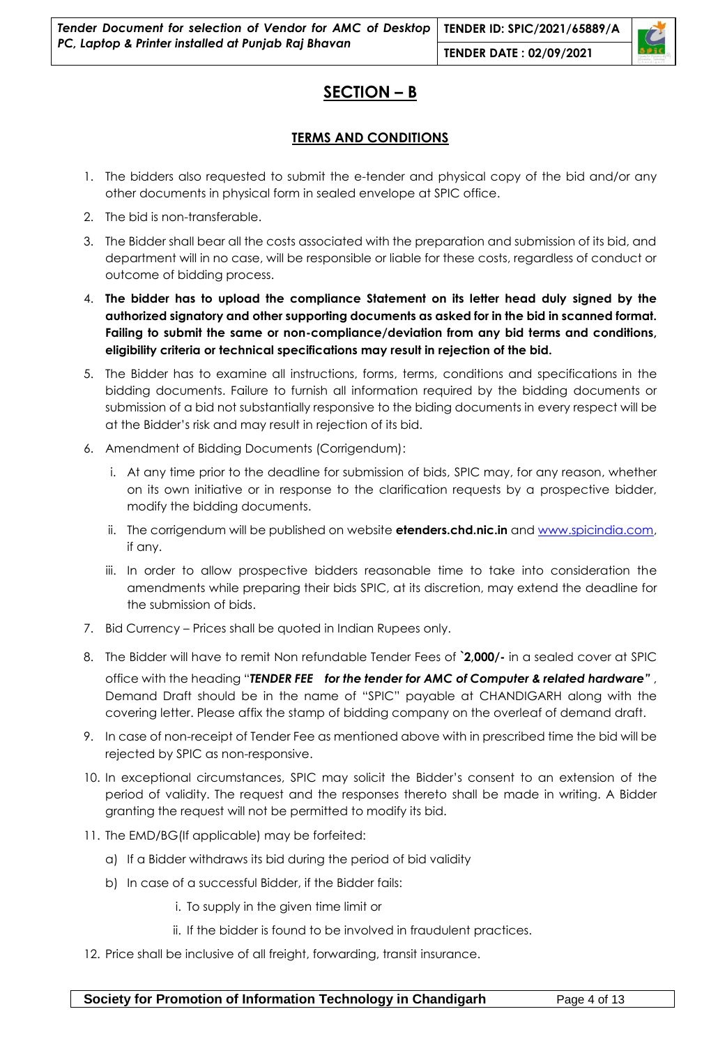# SECTION – B

## TERMS AND CONDITIONS

1. The bidders also requested to submit the e-tender and physical copy of the bid and/or any other documents in physical form in sealed envelope at SPIC office.
2. The bid is non-transferable.
3. The Bidder shall bear all the costs associated with the preparation and submission of its bid, and department will in no case, will be responsible or liable for these costs, regardless of conduct or outcome of bidding process.
4. **The bidder has to upload the compliance Statement on its letter head duly signed by the authorized signatory and other supporting documents as asked for in the bid in scanned format. Failing to submit the same or non-compliance/deviation from any bid terms and conditions, eligibility criteria or technical specifications may result in rejection of the bid.**
5. The Bidder has to examine all instructions, forms, terms, conditions and specifications in the bidding documents. Failure to furnish all information required by the bidding documents or submission of a bid not substantially responsive to the biding documents in every respect will be at the Bidder's risk and may result in rejection of its bid.
6. Amendment of Bidding Documents (Corrigendum):
   i. At any time prior to the deadline for submission of bids, SPIC may, for any reason, whether on its own initiative or in response to the clarification requests by a prospective bidder, modify the bidding documents.
   ii. The corrigendum will be published on website **etenders.chd.nic.in** and www.spicindia.com, if any.
   iii. In order to allow prospective bidders reasonable time to take into consideration the amendments while preparing their bids SPIC, at its discretion, may extend the deadline for the submission of bids.
7. Bid Currency – Prices shall be quoted in Indian Rupees only.
8. The Bidder will have to remit Non refundable Tender Fees of **`2,000/-** in a sealed cover at SPIC office with the heading "***TENDER FEE for the tender for AMC of Computer & related hardware"*** , Demand Draft should be in the name of "SPIC" payable at CHANDIGARH along with the covering letter. Please affix the stamp of bidding company on the overleaf of demand draft.
9. In case of non-receipt of Tender Fee as mentioned above with in prescribed time the bid will be rejected by SPIC as non-responsive.
10. In exceptional circumstances, SPIC may solicit the Bidder's consent to an extension of the period of validity. The request and the responses thereto shall be made in writing. A Bidder granting the request will not be permitted to modify its bid.
11. The EMD/BG(If applicable) may be forfeited:
    a) If a Bidder withdraws its bid during the period of bid validity
    b) In case of a successful Bidder, if the Bidder fails:
       i. To supply in the given time limit or
       ii. If the bidder is found to be involved in fraudulent practices.
12. Price shall be inclusive of all freight, forwarding, transit insurance.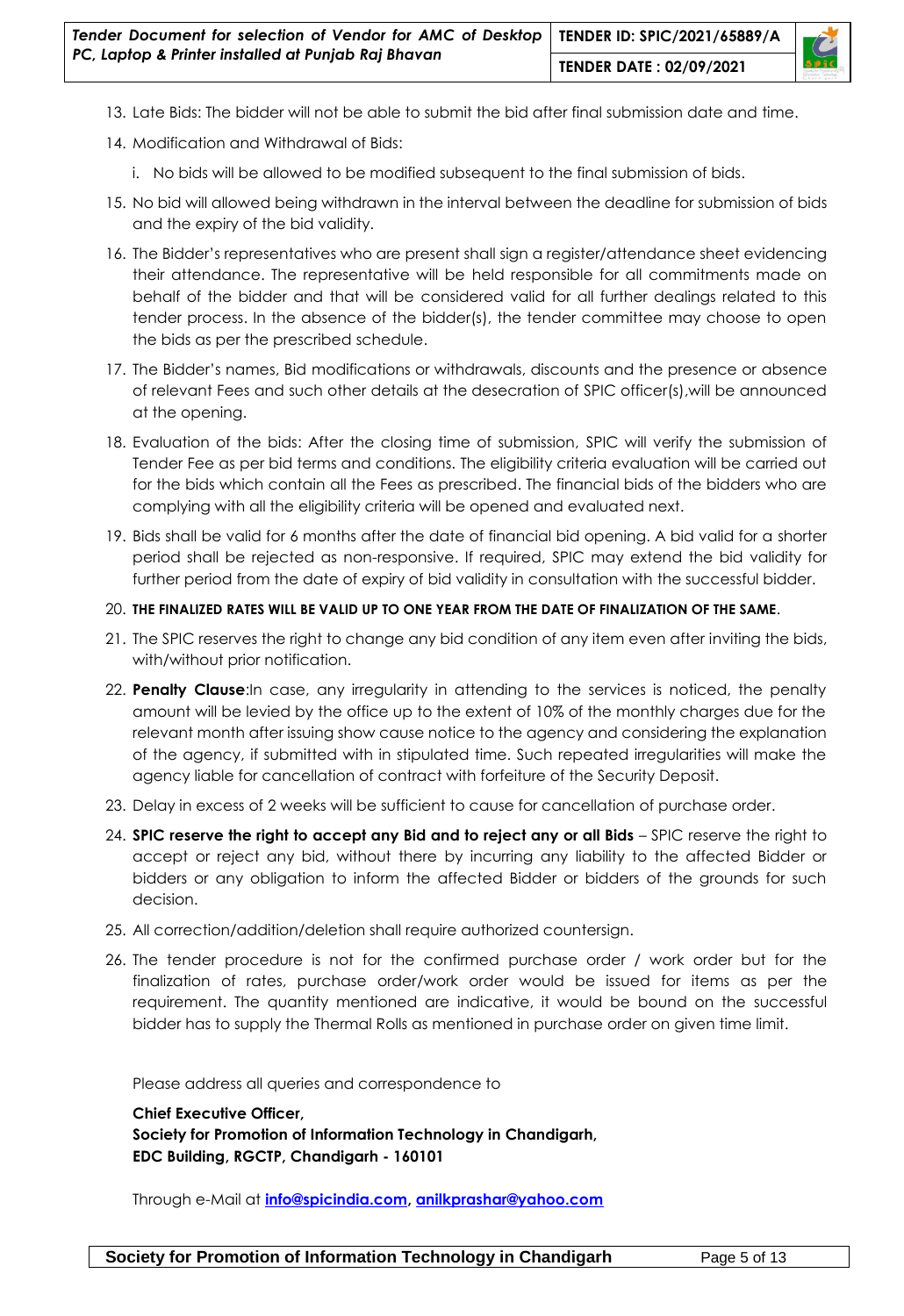13. Late Bids: The bidder will not be able to submit the bid after final submission date and time.
14. Modification and Withdrawal of Bids:
    i. No bids will be allowed to be modified subsequent to the final submission of bids.
15. No bid will allowed being withdrawn in the interval between the deadline for submission of bids and the expiry of the bid validity.
16. The Bidder's representatives who are present shall sign a register/attendance sheet evidencing their attendance. The representative will be held responsible for all commitments made on behalf of the bidder and that will be considered valid for all further dealings related to this tender process. In the absence of the bidder(s), the tender committee may choose to open the bids as per the prescribed schedule.
17. The Bidder's names, Bid modifications or withdrawals, discounts and the presence or absence of relevant Fees and such other details at the desecration of SPIC officer(s),will be announced at the opening.
18. Evaluation of the bids: After the closing time of submission, SPIC will verify the submission of Tender Fee as per bid terms and conditions. The eligibility criteria evaluation will be carried out for the bids which contain all the Fees as prescribed. The financial bids of the bidders who are complying with all the eligibility criteria will be opened and evaluated next.
19. Bids shall be valid for 6 months after the date of financial bid opening. A bid valid for a shorter period shall be rejected as non-responsive. If required, SPIC may extend the bid validity for further period from the date of expiry of bid validity in consultation with the successful bidder.
20. **THE FINALIZED RATES WILL BE VALID UP TO ONE YEAR FROM THE DATE OF FINALIZATION OF THE SAME**.
21. The SPIC reserves the right to change any bid condition of any item even after inviting the bids, with/without prior notification.
22. **Penalty Clause**:In case, any irregularity in attending to the services is noticed, the penalty amount will be levied by the office up to the extent of 10% of the monthly charges due for the relevant month after issuing show cause notice to the agency and considering the explanation of the agency, if submitted with in stipulated time. Such repeated irregularities will make the agency liable for cancellation of contract with forfeiture of the Security Deposit.
23. Delay in excess of 2 weeks will be sufficient to cause for cancellation of purchase order.
24. **SPIC reserve the right to accept any Bid and to reject any or all Bids** – SPIC reserve the right to accept or reject any bid, without there by incurring any liability to the affected Bidder or bidders or any obligation to inform the affected Bidder or bidders of the grounds for such decision.
25. All correction/addition/deletion shall require authorized countersign.
26. The tender procedure is not for the confirmed purchase order / work order but for the finalization of rates, purchase order/work order would be issued for items as per the requirement. The quantity mentioned are indicative, it would be bound on the successful bidder has to supply the Thermal Rolls as mentioned in purchase order on given time limit.

Please address all queries and correspondence to

**Chief Executive Officer,**
**Society for Promotion of Information Technology in Chandigarh,**
**EDC Building, RGCTP, Chandigarh - 160101**

Through e-Mail at **info@spicindia.com, anilkprashar@yahoo.com**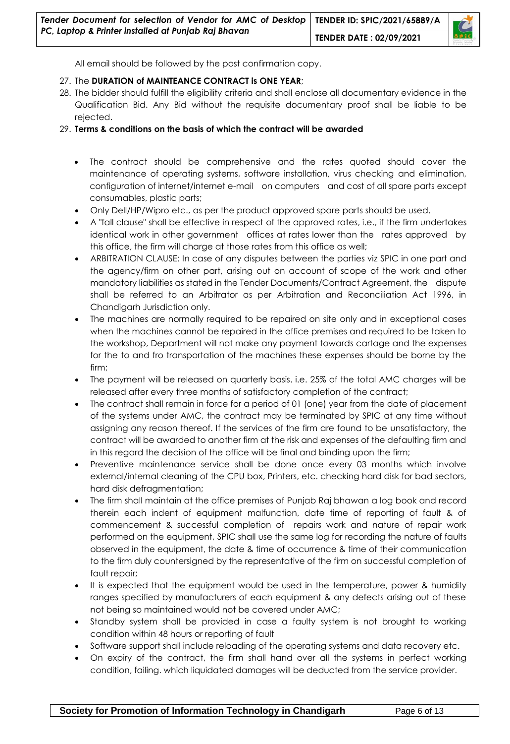All email should be followed by the post confirmation copy.

27. The **DURATION of MAINTEANCE CONTRACT is ONE YEAR**;
28. The bidder should fulfill the eligibility criteria and shall enclose all documentary evidence in the Qualification Bid. Any Bid without the requisite documentary proof shall be liable to be rejected.
29. **Terms & conditions on the basis of which the contract will be awarded**

- The contract should be comprehensive and the rates quoted should cover the maintenance of operating systems, software installation, virus checking and elimination, configuration of internet/internet e-mail on computers and cost of all spare parts except consumables, plastic parts;
- Only Dell/HP/Wipro etc., as per the product approved spare parts should be used.
- A "fall clause" shall be effective in respect of the approved rates, i.e., if the firm undertakes identical work in other government offices at rates lower than the rates approved by this office, the firm will charge at those rates from this office as well;
- ARBITRATION CLAUSE: In case of any disputes between the parties viz SPIC in one part and the agency/firm on other part, arising out on account of scope of the work and other mandatory liabilities as stated in the Tender Documents/Contract Agreement, the dispute shall be referred to an Arbitrator as per Arbitration and Reconciliation Act 1996, in Chandigarh Jurisdiction only.
- The machines are normally required to be repaired on site only and in exceptional cases when the machines cannot be repaired in the office premises and required to be taken to the workshop, Department will not make any payment towards cartage and the expenses for the to and fro transportation of the machines these expenses should be borne by the firm;
- The payment will be released on quarterly basis. i.e. 25% of the total AMC charges will be released after every three months of satisfactory completion of the contract;
- The contract shall remain in force for a period of 01 (one) year from the date of placement of the systems under AMC, the contract may be terminated by SPIC at any time without assigning any reason thereof. If the services of the firm are found to be unsatisfactory, the contract will be awarded to another firm at the risk and expenses of the defaulting firm and in this regard the decision of the office will be final and binding upon the firm;
- Preventive maintenance service shall be done once every 03 months which involve external/internal cleaning of the CPU box, Printers, etc. checking hard disk for bad sectors, hard disk defragmentation;
- The firm shall maintain at the office premises of Punjab Raj bhawan a log book and record therein each indent of equipment malfunction, date time of reporting of fault & of commencement & successful completion of repairs work and nature of repair work performed on the equipment, SPIC shall use the same log for recording the nature of faults observed in the equipment, the date & time of occurrence & time of their communication to the firm duly countersigned by the representative of the firm on successful completion of fault repair;
- It is expected that the equipment would be used in the temperature, power & humidity ranges specified by manufacturers of each equipment & any defects arising out of these not being so maintained would not be covered under AMC;
- Standby system shall be provided in case a faulty system is not brought to working condition within 48 hours or reporting of fault
- Software support shall include reloading of the operating systems and data recovery etc.
- On expiry of the contract, the firm shall hand over all the systems in perfect working condition, failing. which liquidated damages will be deducted from the service provider.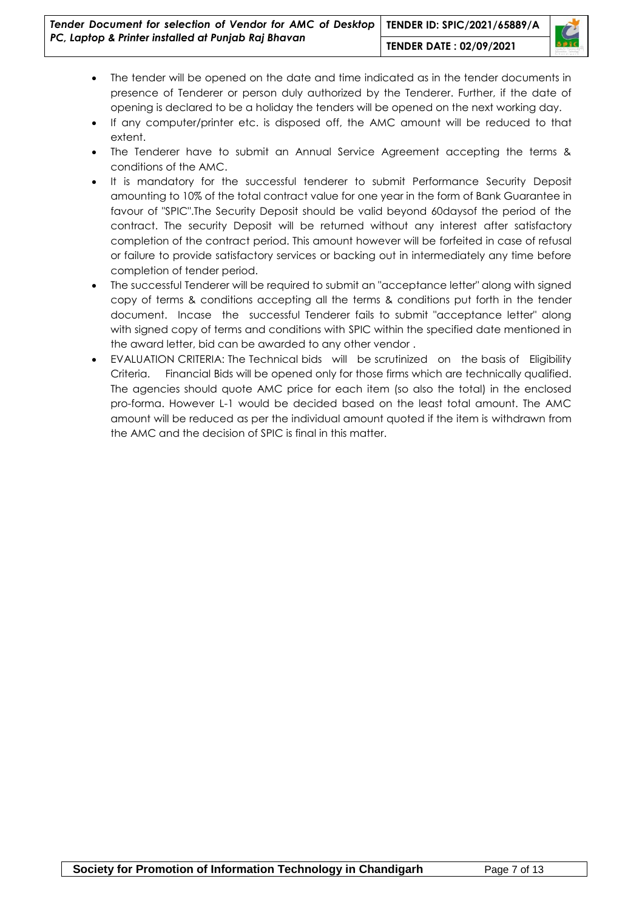- The tender will be opened on the date and time indicated as in the tender documents in presence of Tenderer or person duly authorized by the Tenderer. Further, if the date of opening is declared to be a holiday the tenders will be opened on the next working day.
- If any computer/printer etc. is disposed off, the AMC amount will be reduced to that extent.
- The Tenderer have to submit an Annual Service Agreement accepting the terms & conditions of the AMC.
- It is mandatory for the successful tenderer to submit Performance Security Deposit amounting to 10% of the total contract value for one year in the form of Bank Guarantee in favour of "SPIC".The Security Deposit should be valid beyond 60daysof the period of the contract. The security Deposit will be returned without any interest after satisfactory completion of the contract period. This amount however will be forfeited in case of refusal or failure to provide satisfactory services or backing out in intermediately any time before completion of tender period.
- The successful Tenderer will be required to submit an "acceptance letter" along with signed copy of terms & conditions accepting all the terms & conditions put forth in the tender document. Incase the successful Tenderer fails to submit "acceptance letter" along with signed copy of terms and conditions with SPIC within the specified date mentioned in the award letter, bid can be awarded to any other vendor .
- EVALUATION CRITERIA: The Technical bids will be scrutinized on the basis of Eligibility Criteria. Financial Bids will be opened only for those firms which are technically qualified. The agencies should quote AMC price for each item (so also the total) in the enclosed pro-forma. However L-1 would be decided based on the least total amount. The AMC amount will be reduced as per the individual amount quoted if the item is withdrawn from the AMC and the decision of SPIC is final in this matter.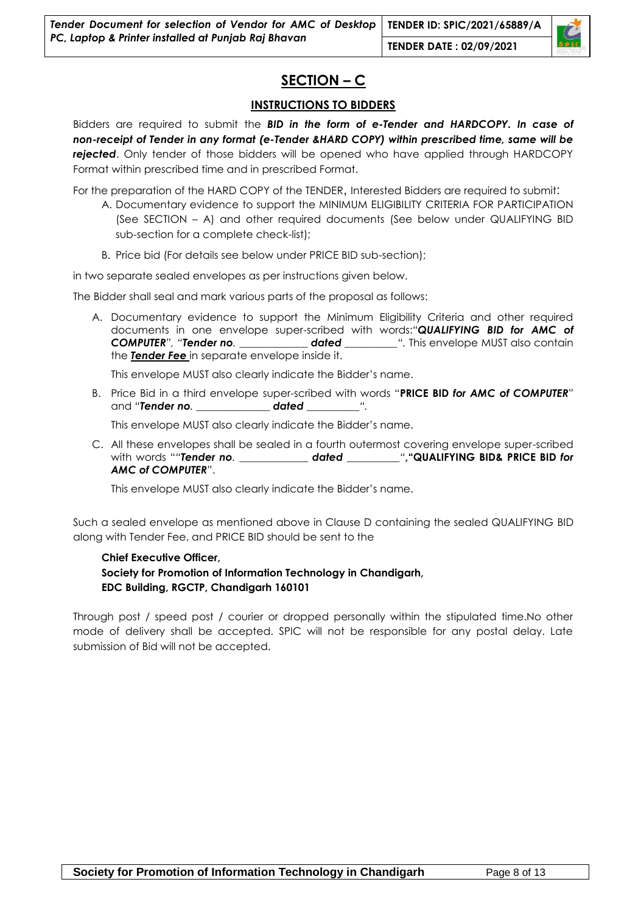## SECTION – C

### INSTRUCTIONS TO BIDDERS

Bidders are required to submit the ***BID in the form of e-Tender and HARDCOPY. In case of non-receipt of Tender in any format (e-Tender &HARD COPY) within prescribed time, same will be rejected***. Only tender of those bidders will be opened who have applied through HARDCOPY Format within prescribed time and in prescribed Format.

For the preparation of the HARD COPY of the TENDER, Interested Bidders are required to submit:

A. Documentary evidence to support the MINIMUM ELIGIBILITY CRITERIA FOR PARTICIPATION (See SECTION – A) and other required documents (See below under QUALIFYING BID sub-section for a complete check-list);

B. Price bid (For details see below under PRICE BID sub-section);

in two separate sealed envelopes as per instructions given below.

The Bidder shall seal and mark various parts of the proposal as follows:

A. Documentary evidence to support the Minimum Eligibility Criteria and other required documents in one envelope super-scribed with words:"***QUALIFYING BID for AMC of COMPUTER***", "***Tender no***. ____________ ***dated*** __________". This envelope MUST also contain the ***Tender Fee*** in separate envelope inside it.

   This envelope MUST also clearly indicate the Bidder's name.

B. Price Bid in a third envelope super-scribed with words "**PRICE BID *for AMC of COMPUTER***" and "***Tender no***. _____________ ***dated*** __________".

   This envelope MUST also clearly indicate the Bidder's name.

C. All these envelopes shall be sealed in a fourth outermost covering envelope super-scribed with words ""***Tender no***. ____________ ***dated*** __________",**"QUALIFYING BID& PRICE BID *for AMC of COMPUTER***".

   This envelope MUST also clearly indicate the Bidder's name.

Such a sealed envelope as mentioned above in Clause D containing the sealed QUALIFYING BID along with Tender Fee, and PRICE BID should be sent to the

**Chief Executive Officer,**
**Society for Promotion of Information Technology in Chandigarh,**
**EDC Building, RGCTP, Chandigarh 160101**

Through post / speed post / courier or dropped personally within the stipulated time.No other mode of delivery shall be accepted. SPIC will not be responsible for any postal delay. Late submission of Bid will not be accepted.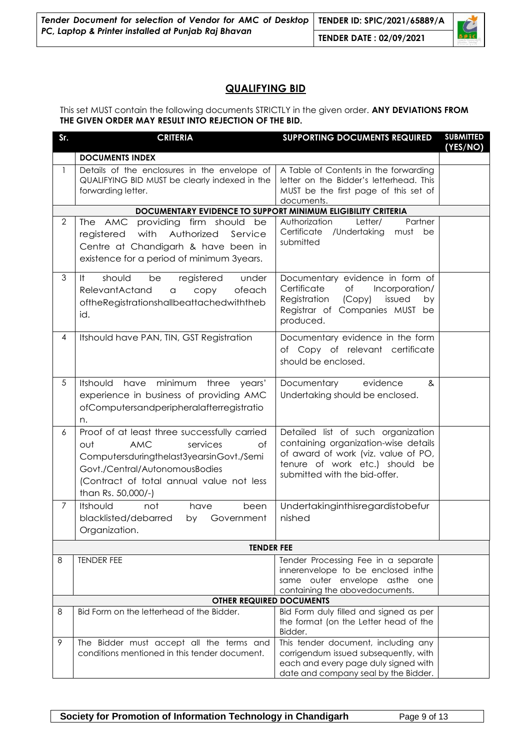## QUALIFYING BID

This set MUST contain the following documents STRICTLY in the given order. **ANY DEVIATIONS FROM THE GIVEN ORDER MAY RESULT INTO REJECTION OF THE BID.**

| Sr. | CRITERIA | SUPPORTING DOCUMENTS REQUIRED | SUBMITTED (YES/NO) |
|---|---|---|---|
| | **DOCUMENTS INDEX** | | |
| 1 | Details of the enclosures in the envelope of QUALIFYING BID MUST be clearly indexed in the forwarding letter. | A Table of Contents in the forwarding letter on the Bidder's letterhead. This MUST be the first page of this set of documents. | |
| | **DOCUMENTARY EVIDENCE TO SUPPORT MINIMUM ELIGIBILITY CRITERIA** | | |
| 2 | The AMC providing firm should be registered with Authorized Service Centre at Chandigarh & have been in existence for a period of minimum 3years. | Authorization Letter/ Partner Certificate /Undertaking must be submitted | |
| 3 | It should be registered under RelevantActand a copy ofeach oftheRegistrationshallbeattachedwiththebid. | Documentary evidence in form of Certificate of Incorporation/ Registration (Copy) issued by Registrar of Companies MUST be produced. | |
| 4 | Itshould have PAN, TIN, GST Registration | Documentary evidence in the form of Copy of relevant certificate should be enclosed. | |
| 5 | Itshould have minimum three years' experience in business of providing AMC ofComputersandperipheralafterregistration. | Documentary evidence & Undertaking should be enclosed. | |
| 6 | Proof of at least three successfully carried out AMC services of Computersduringthelast3yearsinGovt./Semi Govt./Central/AutonomousBodies (Contract of total annual value not less than Rs. 50,000/-) | Detailed list of such organization containing organization-wise details of award of work (viz. value of PO, tenure of work etc.) should be submitted with the bid-offer. | |
| 7 | Itshould not have been blacklisted/debarred by Government Organization. | Undertakinginthisregardistobefurnished | |
| | **TENDER FEE** | | |
| 8 | TENDER FEE | Tender Processing Fee in a separate innerenvelope to be enclosed inthe same outer envelope asthe one containing the abovedocuments. | |
| | **OTHER REQUIRED DOCUMENTS** | | |
| 8 | Bid Form on the letterhead of the Bidder. | Bid Form duly filled and signed as per the format (on the Letter head of the Bidder. | |
| 9 | The Bidder must accept all the terms and conditions mentioned in this tender document. | This tender document, including any corrigendum issued subsequently, with each and every page duly signed with date and company seal by the Bidder. | |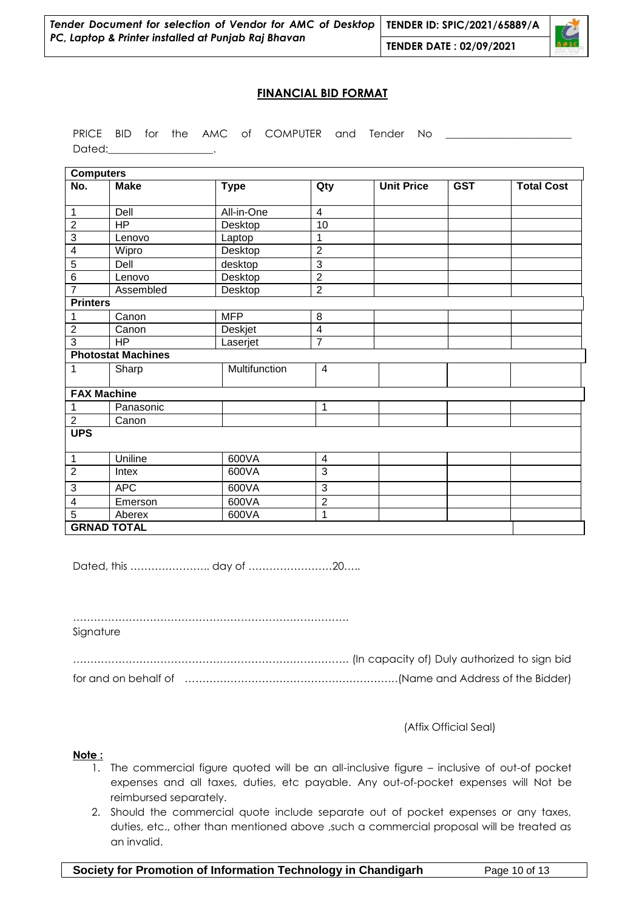## FINANCIAL BID FORMAT

PRICE BID for the AMC of COMPUTER and Tender No ______________________ Dated:____________________.

| No. | Make | Type | Qty | Unit Price | GST | Total Cost |
|---|---|---|---|---|---|---|
| **Computers** | | | | | | |
| 1 | Dell | All-in-One | 4 | | | |
| 2 | HP | Desktop | 10 | | | |
| 3 | Lenovo | Laptop | 1 | | | |
| 4 | Wipro | Desktop | 2 | | | |
| 5 | Dell | desktop | 3 | | | |
| 6 | Lenovo | Desktop | 2 | | | |
| 7 | Assembled | Desktop | 2 | | | |
| **Printers** | | | | | | |
| 1 | Canon | MFP | 8 | | | |
| 2 | Canon | Deskjet | 4 | | | |
| 3 | HP | Laserjet | 7 | | | |
| **Photostat Machines** | | | | | | |
| 1 | Sharp | Multifunction | 4 | | | |
| **FAX Machine** | | | | | | |
| 1 | Panasonic | | 1 | | | |
| 2 | Canon | | | | | |
| **UPS** | | | | | | |
| 1 | Uniline | 600VA | 4 | | | |
| 2 | Intex | 600VA | 3 | | | |
| 3 | APC | 600VA | 3 | | | |
| 4 | Emerson | 600VA | 2 | | | |
| 5 | Aberex | 600VA | 1 | | | |
| **GRNAD TOTAL** | | | | | | |

Dated, this ………………….. day of ……………………20…..

…………………………………………………………………….
Signature

……………………………………………………………………. (In capacity of) Duly authorized to sign bid for and on behalf of ……………………………………………………(Name and Address of the Bidder)

(Affix Official Seal)

**Note :**

1. The commercial figure quoted will be an all-inclusive figure – inclusive of out-of pocket expenses and all taxes, duties, etc payable. Any out-of-pocket expenses will Not be reimbursed separately.
2. Should the commercial quote include separate out of pocket expenses or any taxes, duties, etc., other than mentioned above ,such a commercial proposal will be treated as an invalid.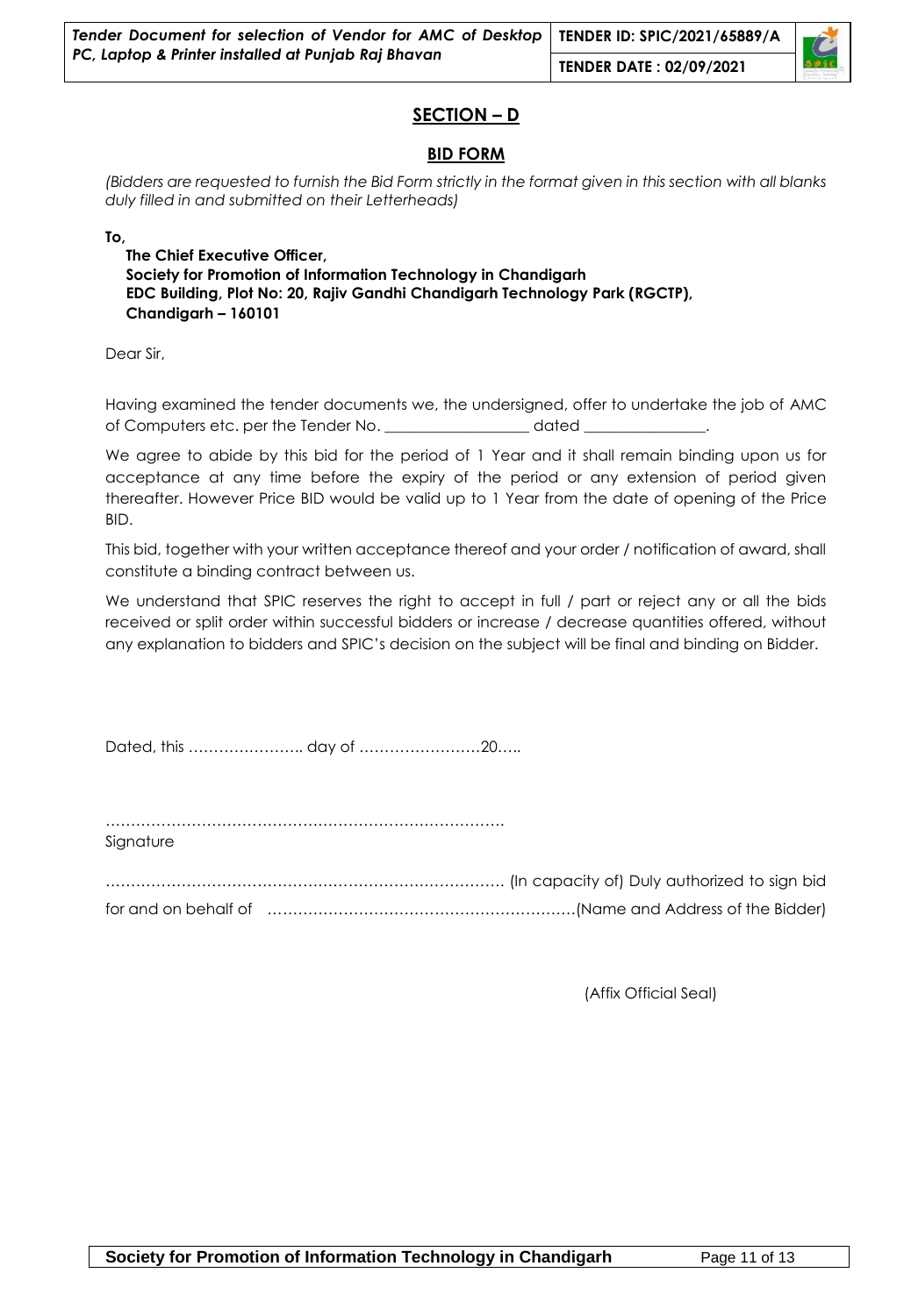## SECTION – D

### BID FORM

*(Bidders are requested to furnish the Bid Form strictly in the format given in this section with all blanks duly filled in and submitted on their Letterheads)*

**To,**

**The Chief Executive Officer,**
**Society for Promotion of Information Technology in Chandigarh**
**EDC Building, Plot No: 20, Rajiv Gandhi Chandigarh Technology Park (RGCTP),**
**Chandigarh – 160101**

Dear Sir,

Having examined the tender documents we, the undersigned, offer to undertake the job of AMC of Computers etc. per the Tender No. __________________ dated _______________.

We agree to abide by this bid for the period of 1 Year and it shall remain binding upon us for acceptance at any time before the expiry of the period or any extension of period given thereafter. However Price BID would be valid up to 1 Year from the date of opening of the Price BID.

This bid, together with your written acceptance thereof and your order / notification of award, shall constitute a binding contract between us.

We understand that SPIC reserves the right to accept in full / part or reject any or all the bids received or split order within successful bidders or increase / decrease quantities offered, without any explanation to bidders and SPIC's decision on the subject will be final and binding on Bidder.

Dated, this ………………….. day of ……………………20…..

……………………………………………………………………
Signature

…………………………………………………………………… (In capacity of) Duly authorized to sign bid for and on behalf of ……………………………………………………(Name and Address of the Bidder)

(Affix Official Seal)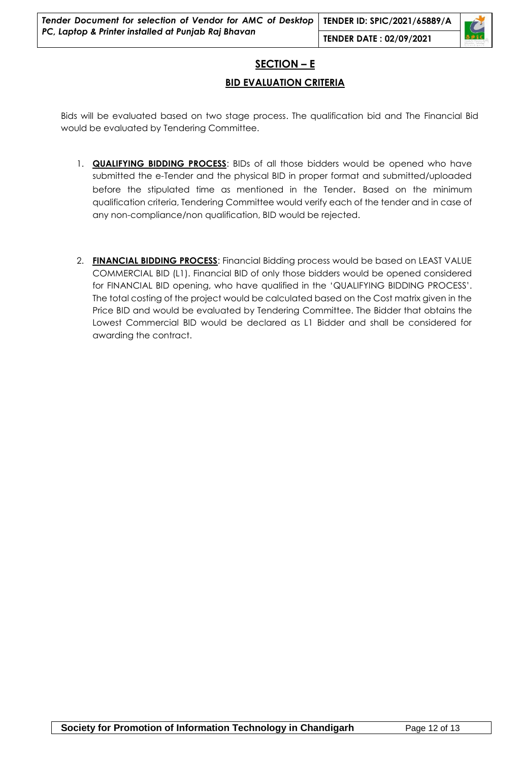## SECTION – E

### BID EVALUATION CRITERIA

Bids will be evaluated based on two stage process. The qualification bid and The Financial Bid would be evaluated by Tendering Committee.

1. **QUALIFYING BIDDING PROCESS**: BIDs of all those bidders would be opened who have submitted the e-Tender and the physical BID in proper format and submitted/uploaded before the stipulated time as mentioned in the Tender. Based on the minimum qualification criteria, Tendering Committee would verify each of the tender and in case of any non-compliance/non qualification, BID would be rejected.

2. **FINANCIAL BIDDING PROCESS**: Financial Bidding process would be based on LEAST VALUE COMMERCIAL BID (L1). Financial BID of only those bidders would be opened considered for FINANCIAL BID opening, who have qualified in the 'QUALIFYING BIDDING PROCESS'. The total costing of the project would be calculated based on the Cost matrix given in the Price BID and would be evaluated by Tendering Committee. The Bidder that obtains the Lowest Commercial BID would be declared as L1 Bidder and shall be considered for awarding the contract.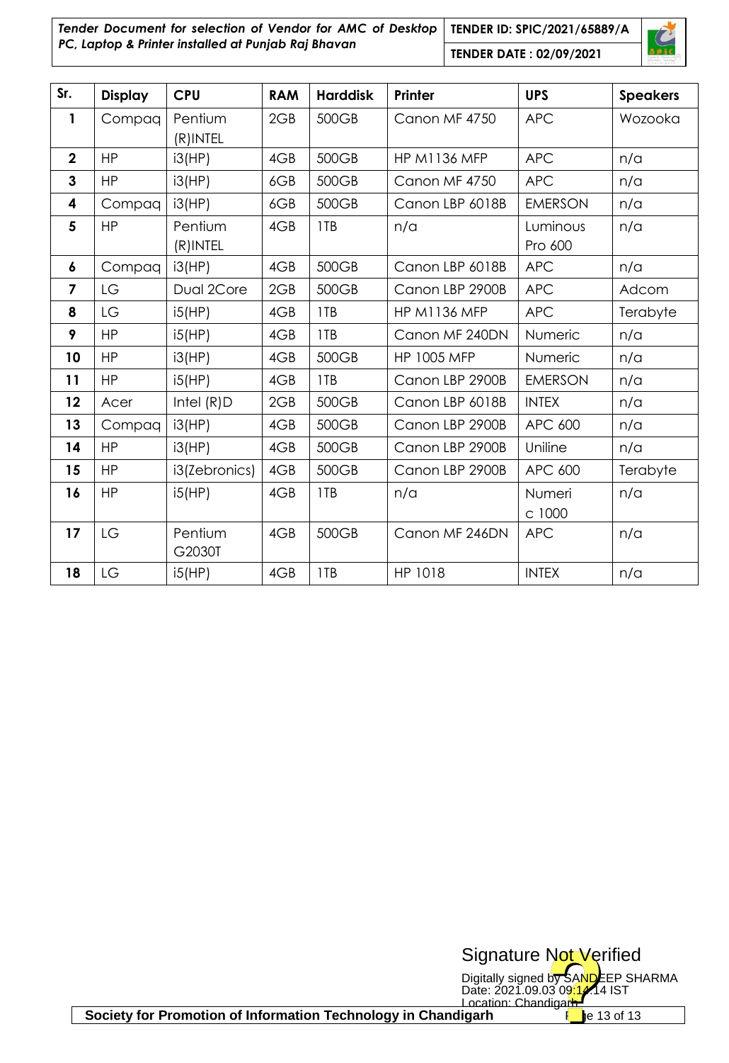| Sr. | Display | CPU | RAM | Harddisk | Printer | UPS | Speakers |
|---|---|---|---|---|---|---|---|
| 1 | Compaq | Pentium (R)INTEL | 2GB | 500GB | Canon MF 4750 | APC | Wozooka |
| 2 | HP | i3(HP) | 4GB | 500GB | HP M1136 MFP | APC | n/a |
| 3 | HP | i3(HP) | 6GB | 500GB | Canon MF 4750 | APC | n/a |
| 4 | Compaq | i3(HP) | 6GB | 500GB | Canon LBP 6018B | EMERSON | n/a |
| 5 | HP | Pentium (R)INTEL | 4GB | 1TB | n/a | Luminous Pro 600 | n/a |
| 6 | Compaq | i3(HP) | 4GB | 500GB | Canon LBP 6018B | APC | n/a |
| 7 | LG | Dual 2Core | 2GB | 500GB | Canon LBP 2900B | APC | Adcom |
| 8 | LG | i5(HP) | 4GB | 1TB | HP M1136 MFP | APC | Terabyte |
| 9 | HP | i5(HP) | 4GB | 1TB | Canon MF 240DN | Numeric | n/a |
| 10 | HP | i3(HP) | 4GB | 500GB | HP 1005 MFP | Numeric | n/a |
| 11 | HP | i5(HP) | 4GB | 1TB | Canon LBP 2900B | EMERSON | n/a |
| 12 | Acer | Intel (R)D | 2GB | 500GB | Canon LBP 6018B | INTEX | n/a |
| 13 | Compaq | i3(HP) | 4GB | 500GB | Canon LBP 2900B | APC 600 | n/a |
| 14 | HP | i3(HP) | 4GB | 500GB | Canon LBP 2900B | Uniline | n/a |
| 15 | HP | i3(Zebronics) | 4GB | 500GB | Canon LBP 2900B | APC 600 | Terabyte |
| 16 | HP | i5(HP) | 4GB | 1TB | n/a | Numeric 1000 | n/a |
| 17 | LG | Pentium G2030T | 4GB | 500GB | Canon MF 246DN | APC | n/a |
| 18 | LG | i5(HP) | 4GB | 1TB | HP 1018 | INTEX | n/a |

Signature Not Verified

Digitally signed by SANDEEP SHARMA
Date: 2021.09.03 09:14:14 IST
Location: Chandigarh